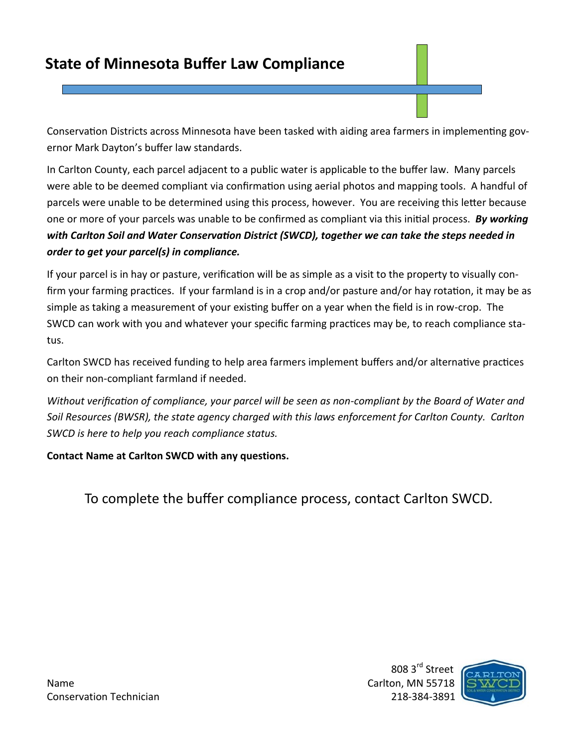# State of Minnesota Buffer Law Compliance

Conservation Districts across Minnesota have been tasked with aiding area farmers in implementing governor Mark Dayton's buffer law standards.

In Carlton County, each parcel adjacent to a public water is applicable to the buffer law. Many parcels were able to be deemed compliant via confirmation using aerial photos and mapping tools. A handful of parcels were unable to be determined using this process, however. You are receiving this letter because one or more of your parcels was unable to be confirmed as compliant via this initial process. ***By working with Carlton Soil and Water Conservation District (SWCD), together we can take the steps needed in order to get your parcel(s) in compliance.***

If your parcel is in hay or pasture, verification will be as simple as a visit to the property to visually confirm your farming practices. If your farmland is in a crop and/or pasture and/or hay rotation, it may be as simple as taking a measurement of your existing buffer on a year when the field is in row-crop. The SWCD can work with you and whatever your specific farming practices may be, to reach compliance status.

Carlton SWCD has received funding to help area farmers implement buffers and/or alternative practices on their non-compliant farmland if needed.

*Without verification of compliance, your parcel will be seen as non-compliant by the Board of Water and Soil Resources (BWSR), the state agency charged with this laws enforcement for Carlton County. Carlton SWCD is here to help you reach compliance status.*

**Contact Name at Carlton SWCD with any questions.**

To complete the buffer compliance process, contact Carlton SWCD.

Name
Conservation Technician

808 3rd Street
Carlton, MN 55718
218-384-3891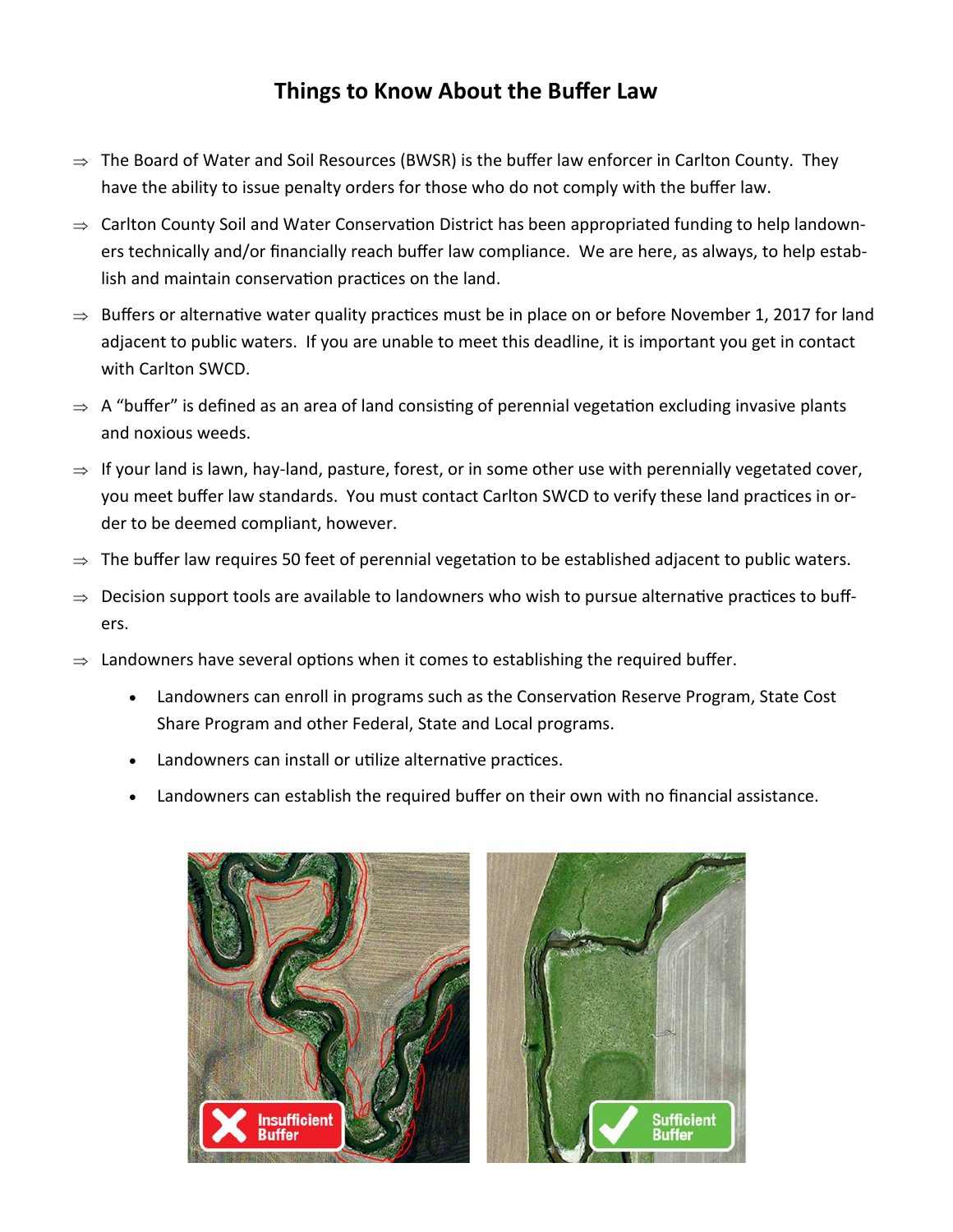# Things to Know About the Buffer Law

- ⇒ The Board of Water and Soil Resources (BWSR) is the buffer law enforcer in Carlton County. They have the ability to issue penalty orders for those who do not comply with the buffer law.
- ⇒ Carlton County Soil and Water Conservation District has been appropriated funding to help landowners technically and/or financially reach buffer law compliance. We are here, as always, to help establish and maintain conservation practices on the land.
- ⇒ Buffers or alternative water quality practices must be in place on or before November 1, 2017 for land adjacent to public waters. If you are unable to meet this deadline, it is important you get in contact with Carlton SWCD.
- ⇒ A "buffer" is defined as an area of land consisting of perennial vegetation excluding invasive plants and noxious weeds.
- ⇒ If your land is lawn, hay-land, pasture, forest, or in some other use with perennially vegetated cover, you meet buffer law standards. You must contact Carlton SWCD to verify these land practices in order to be deemed compliant, however.
- ⇒ The buffer law requires 50 feet of perennial vegetation to be established adjacent to public waters.
- ⇒ Decision support tools are available to landowners who wish to pursue alternative practices to buffers.
- ⇒ Landowners have several options when it comes to establishing the required buffer.
  - Landowners can enroll in programs such as the Conservation Reserve Program, State Cost Share Program and other Federal, State and Local programs.
  - Landowners can install or utilize alternative practices.
  - Landowners can establish the required buffer on their own with no financial assistance.

Insufficient Buffer

Sufficient Buffer